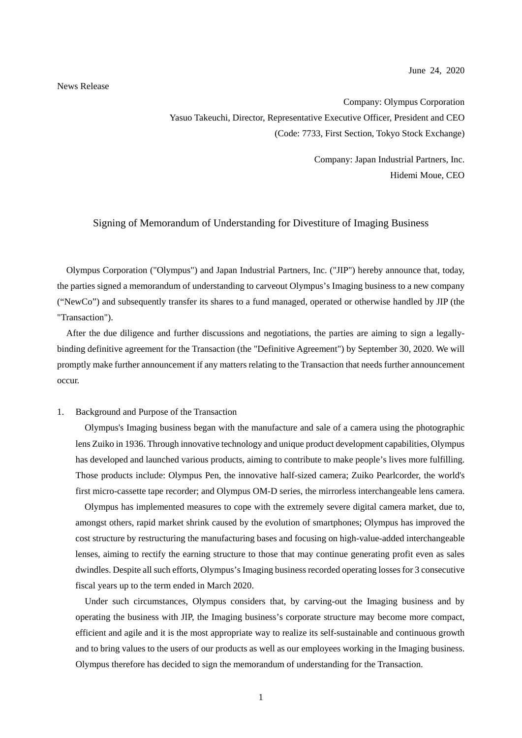June 24, 2020

News Release

Company: Olympus Corporation
Yasuo Takeuchi, Director, Representative Executive Officer, President and CEO
(Code: 7733, First Section, Tokyo Stock Exchange)

Company: Japan Industrial Partners, Inc.
Hidemi Moue, CEO

# Signing of Memorandum of Understanding for Divestiture of Imaging Business

Olympus Corporation ("Olympus") and Japan Industrial Partners, Inc. ("JIP") hereby announce that, today, the parties signed a memorandum of understanding to carveout Olympus's Imaging business to a new company ("NewCo") and subsequently transfer its shares to a fund managed, operated or otherwise handled by JIP (the "Transaction").

After the due diligence and further discussions and negotiations, the parties are aiming to sign a legally-binding definitive agreement for the Transaction (the "Definitive Agreement") by September 30, 2020. We will promptly make further announcement if any matters relating to the Transaction that needs further announcement occur.

## 1. Background and Purpose of the Transaction

Olympus's Imaging business began with the manufacture and sale of a camera using the photographic lens Zuiko in 1936. Through innovative technology and unique product development capabilities, Olympus has developed and launched various products, aiming to contribute to make people's lives more fulfilling. Those products include: Olympus Pen, the innovative half-sized camera; Zuiko Pearlcorder, the world's first micro-cassette tape recorder; and Olympus OM-D series, the mirrorless interchangeable lens camera.

Olympus has implemented measures to cope with the extremely severe digital camera market, due to, amongst others, rapid market shrink caused by the evolution of smartphones; Olympus has improved the cost structure by restructuring the manufacturing bases and focusing on high-value-added interchangeable lenses, aiming to rectify the earning structure to those that may continue generating profit even as sales dwindles. Despite all such efforts, Olympus's Imaging business recorded operating losses for 3 consecutive fiscal years up to the term ended in March 2020.

Under such circumstances, Olympus considers that, by carving-out the Imaging business and by operating the business with JIP, the Imaging business's corporate structure may become more compact, efficient and agile and it is the most appropriate way to realize its self-sustainable and continuous growth and to bring values to the users of our products as well as our employees working in the Imaging business. Olympus therefore has decided to sign the memorandum of understanding for the Transaction.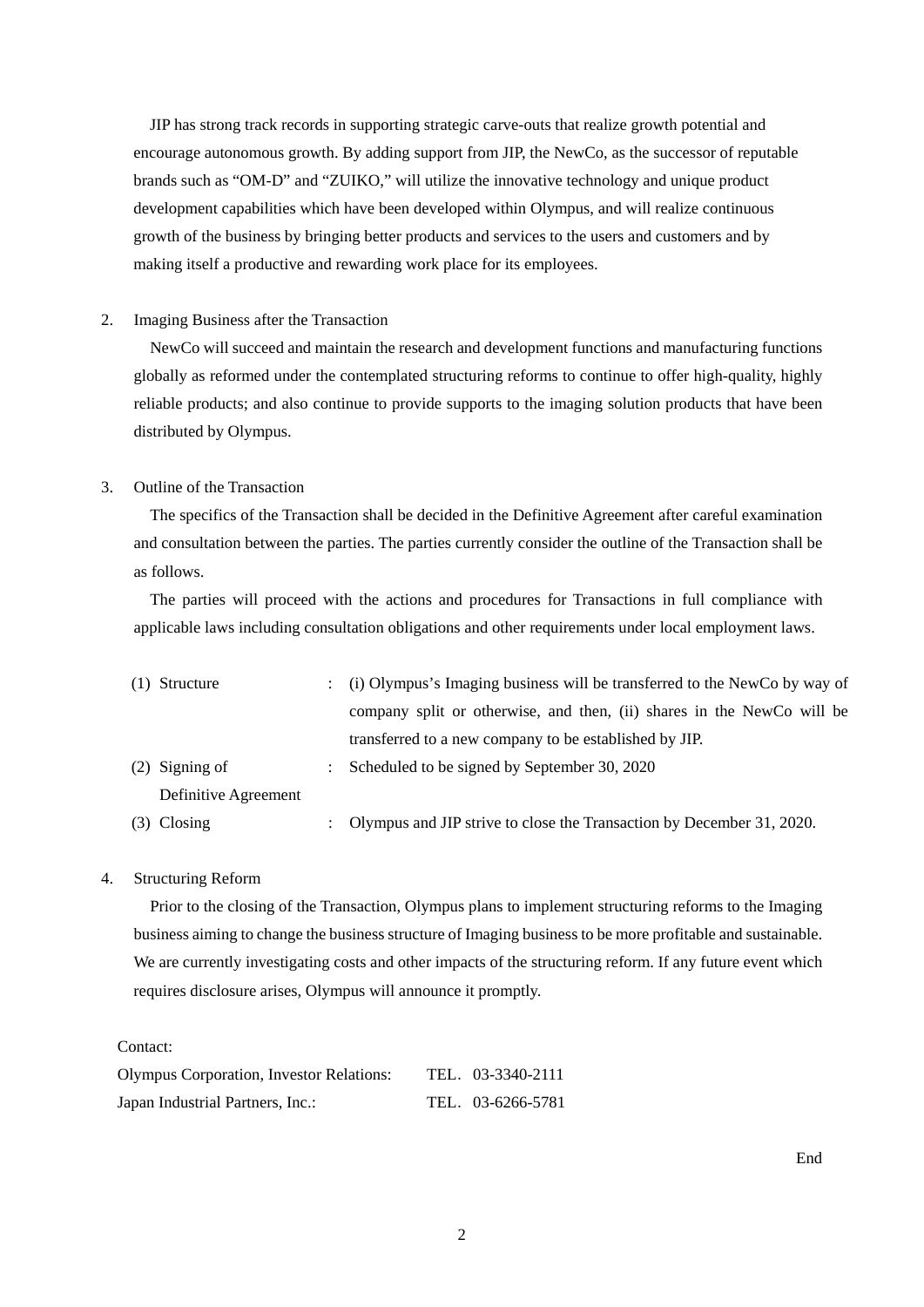JIP has strong track records in supporting strategic carve-outs that realize growth potential and encourage autonomous growth. By adding support from JIP, the NewCo, as the successor of reputable brands such as “OM-D” and “ZUIKO,” will utilize the innovative technology and unique product development capabilities which have been developed within Olympus, and will realize continuous growth of the business by bringing better products and services to the users and customers and by making itself a productive and rewarding work place for its employees.

2. Imaging Business after the Transaction

NewCo will succeed and maintain the research and development functions and manufacturing functions globally as reformed under the contemplated structuring reforms to continue to offer high-quality, highly reliable products; and also continue to provide supports to the imaging solution products that have been distributed by Olympus.

3. Outline of the Transaction

The specifics of the Transaction shall be decided in the Definitive Agreement after careful examination and consultation between the parties. The parties currently consider the outline of the Transaction shall be as follows.

The parties will proceed with the actions and procedures for Transactions in full compliance with applicable laws including consultation obligations and other requirements under local employment laws.

| | | |
|---|---|---|
| (1) Structure | : | (i) Olympus’s Imaging business will be transferred to the NewCo by way of company split or otherwise, and then, (ii) shares in the NewCo will be transferred to a new company to be established by JIP. |
| (2) Signing of Definitive Agreement | : | Scheduled to be signed by September 30, 2020 |
| (3) Closing | : | Olympus and JIP strive to close the Transaction by December 31, 2020. |

4. Structuring Reform

Prior to the closing of the Transaction, Olympus plans to implement structuring reforms to the Imaging business aiming to change the business structure of Imaging business to be more profitable and sustainable. We are currently investigating costs and other impacts of the structuring reform. If any future event which requires disclosure arises, Olympus will announce it promptly.

Contact:

| | |
|---|---|
| Olympus Corporation, Investor Relations: | TEL. 03-3340-2111 |
| Japan Industrial Partners, Inc.: | TEL. 03-6266-5781 |

End